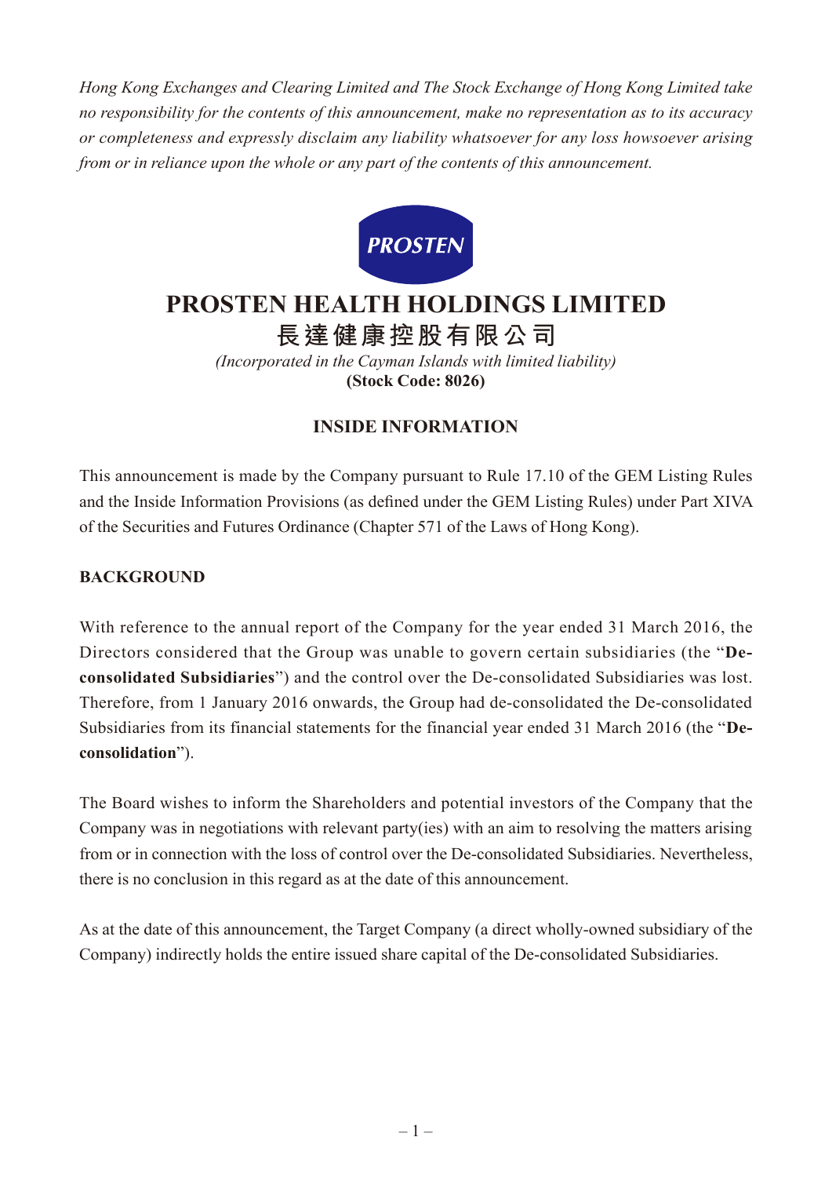*Hong Kong Exchanges and Clearing Limited and The Stock Exchange of Hong Kong Limited take no responsibility for the contents of this announcement, make no representation as to its accuracy or completeness and expressly disclaim any liability whatsoever for any loss howsoever arising from or in reliance upon the whole or any part of the contents of this announcement.*

PROSTEN

# PROSTEN HEALTH HOLDINGS LIMITED
# 長達健康控股有限公司

*(Incorporated in the Cayman Islands with limited liability)*
**(Stock Code: 8026)**

## INSIDE INFORMATION

This announcement is made by the Company pursuant to Rule 17.10 of the GEM Listing Rules and the Inside Information Provisions (as defined under the GEM Listing Rules) under Part XIVA of the Securities and Futures Ordinance (Chapter 571 of the Laws of Hong Kong).

### BACKGROUND

With reference to the annual report of the Company for the year ended 31 March 2016, the Directors considered that the Group was unable to govern certain subsidiaries (the "**De-consolidated Subsidiaries**") and the control over the De-consolidated Subsidiaries was lost. Therefore, from 1 January 2016 onwards, the Group had de-consolidated the De-consolidated Subsidiaries from its financial statements for the financial year ended 31 March 2016 (the "**De-consolidation**").

The Board wishes to inform the Shareholders and potential investors of the Company that the Company was in negotiations with relevant party(ies) with an aim to resolving the matters arising from or in connection with the loss of control over the De-consolidated Subsidiaries. Nevertheless, there is no conclusion in this regard as at the date of this announcement.

As at the date of this announcement, the Target Company (a direct wholly-owned subsidiary of the Company) indirectly holds the entire issued share capital of the De-consolidated Subsidiaries.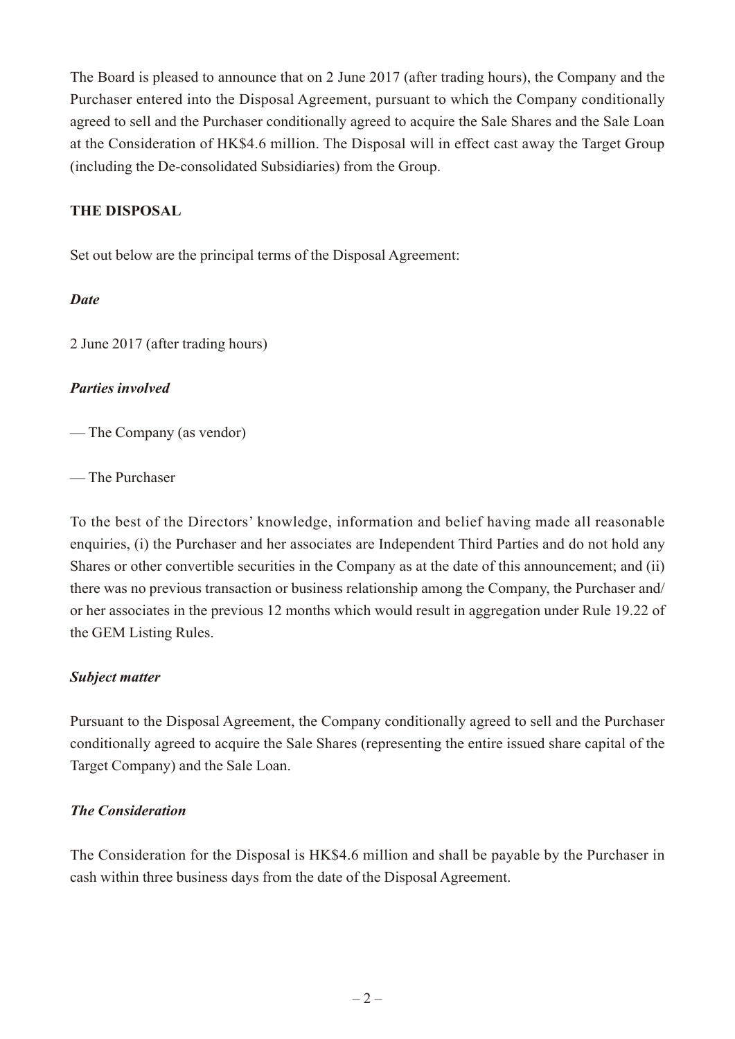The Board is pleased to announce that on 2 June 2017 (after trading hours), the Company and the Purchaser entered into the Disposal Agreement, pursuant to which the Company conditionally agreed to sell and the Purchaser conditionally agreed to acquire the Sale Shares and the Sale Loan at the Consideration of HK$4.6 million. The Disposal will in effect cast away the Target Group (including the De-consolidated Subsidiaries) from the Group.

**THE DISPOSAL**

Set out below are the principal terms of the Disposal Agreement:

***Date***

2 June 2017 (after trading hours)

***Parties involved***

— The Company (as vendor)

— The Purchaser

To the best of the Directors' knowledge, information and belief having made all reasonable enquiries, (i) the Purchaser and her associates are Independent Third Parties and do not hold any Shares or other convertible securities in the Company as at the date of this announcement; and (ii) there was no previous transaction or business relationship among the Company, the Purchaser and/or her associates in the previous 12 months which would result in aggregation under Rule 19.22 of the GEM Listing Rules.

***Subject matter***

Pursuant to the Disposal Agreement, the Company conditionally agreed to sell and the Purchaser conditionally agreed to acquire the Sale Shares (representing the entire issued share capital of the Target Company) and the Sale Loan.

***The Consideration***

The Consideration for the Disposal is HK$4.6 million and shall be payable by the Purchaser in cash within three business days from the date of the Disposal Agreement.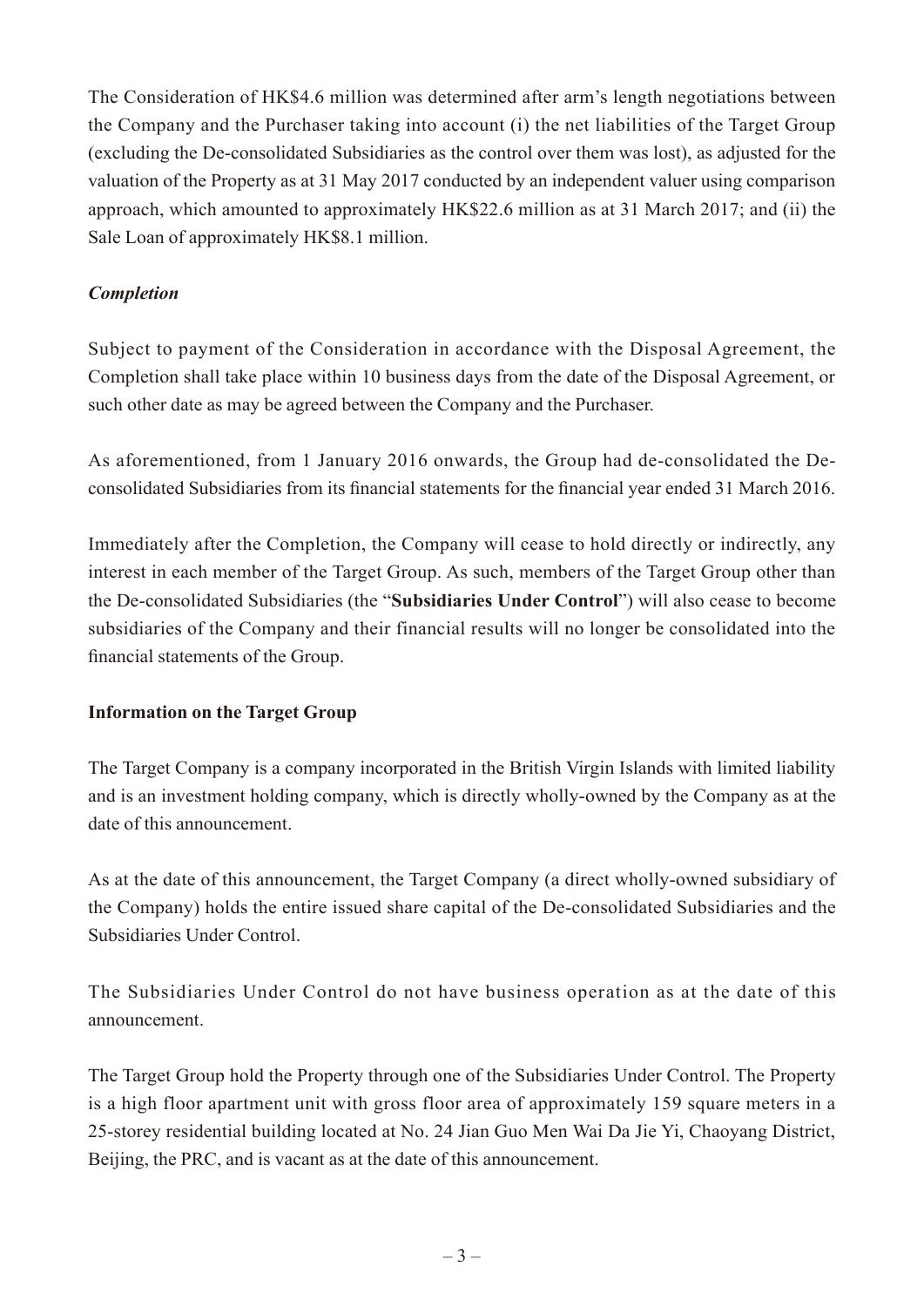The Consideration of HK$4.6 million was determined after arm's length negotiations between the Company and the Purchaser taking into account (i) the net liabilities of the Target Group (excluding the De-consolidated Subsidiaries as the control over them was lost), as adjusted for the valuation of the Property as at 31 May 2017 conducted by an independent valuer using comparison approach, which amounted to approximately HK$22.6 million as at 31 March 2017; and (ii) the Sale Loan of approximately HK$8.1 million.

***Completion***

Subject to payment of the Consideration in accordance with the Disposal Agreement, the Completion shall take place within 10 business days from the date of the Disposal Agreement, or such other date as may be agreed between the Company and the Purchaser.

As aforementioned, from 1 January 2016 onwards, the Group had de-consolidated the De-consolidated Subsidiaries from its financial statements for the financial year ended 31 March 2016.

Immediately after the Completion, the Company will cease to hold directly or indirectly, any interest in each member of the Target Group. As such, members of the Target Group other than the De-consolidated Subsidiaries (the "**Subsidiaries Under Control**") will also cease to become subsidiaries of the Company and their financial results will no longer be consolidated into the financial statements of the Group.

**Information on the Target Group**

The Target Company is a company incorporated in the British Virgin Islands with limited liability and is an investment holding company, which is directly wholly-owned by the Company as at the date of this announcement.

As at the date of this announcement, the Target Company (a direct wholly-owned subsidiary of the Company) holds the entire issued share capital of the De-consolidated Subsidiaries and the Subsidiaries Under Control.

The Subsidiaries Under Control do not have business operation as at the date of this announcement.

The Target Group hold the Property through one of the Subsidiaries Under Control. The Property is a high floor apartment unit with gross floor area of approximately 159 square meters in a 25-storey residential building located at No. 24 Jian Guo Men Wai Da Jie Yi, Chaoyang District, Beijing, the PRC, and is vacant as at the date of this announcement.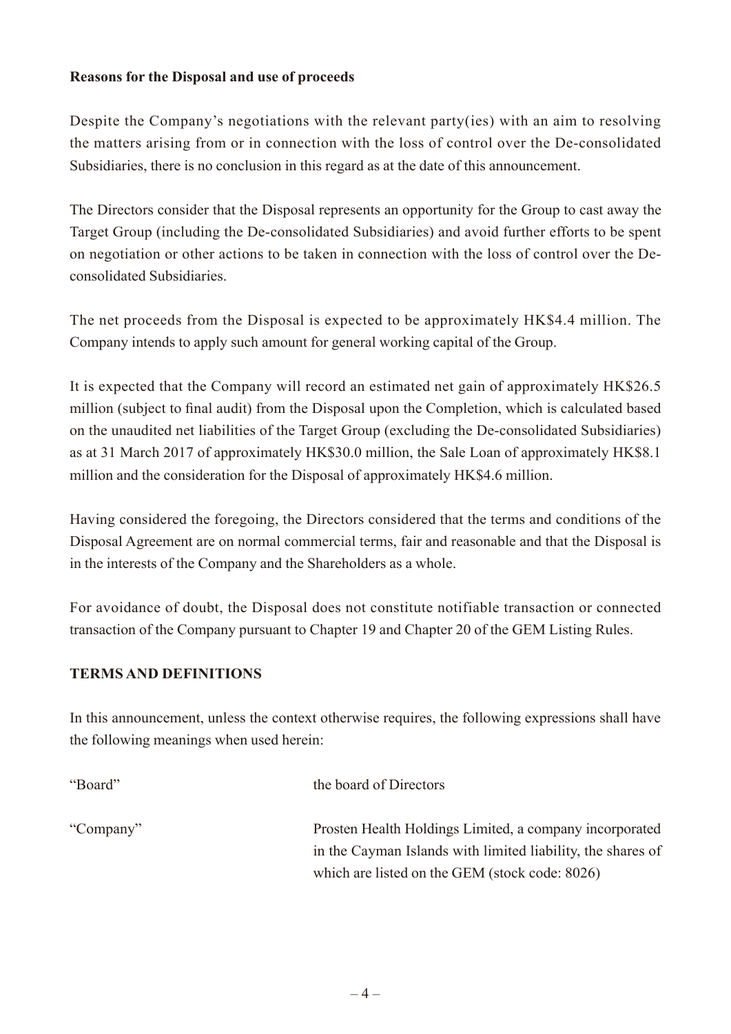**Reasons for the Disposal and use of proceeds**

Despite the Company's negotiations with the relevant party(ies) with an aim to resolving the matters arising from or in connection with the loss of control over the De-consolidated Subsidiaries, there is no conclusion in this regard as at the date of this announcement.

The Directors consider that the Disposal represents an opportunity for the Group to cast away the Target Group (including the De-consolidated Subsidiaries) and avoid further efforts to be spent on negotiation or other actions to be taken in connection with the loss of control over the De-consolidated Subsidiaries.

The net proceeds from the Disposal is expected to be approximately HK$4.4 million. The Company intends to apply such amount for general working capital of the Group.

It is expected that the Company will record an estimated net gain of approximately HK$26.5 million (subject to final audit) from the Disposal upon the Completion, which is calculated based on the unaudited net liabilities of the Target Group (excluding the De-consolidated Subsidiaries) as at 31 March 2017 of approximately HK$30.0 million, the Sale Loan of approximately HK$8.1 million and the consideration for the Disposal of approximately HK$4.6 million.

Having considered the foregoing, the Directors considered that the terms and conditions of the Disposal Agreement are on normal commercial terms, fair and reasonable and that the Disposal is in the interests of the Company and the Shareholders as a whole.

For avoidance of doubt, the Disposal does not constitute notifiable transaction or connected transaction of the Company pursuant to Chapter 19 and Chapter 20 of the GEM Listing Rules.

**TERMS AND DEFINITIONS**

In this announcement, unless the context otherwise requires, the following expressions shall have the following meanings when used herein:

| | |
|---|---|
| "Board" | the board of Directors |
| "Company" | Prosten Health Holdings Limited, a company incorporated in the Cayman Islands with limited liability, the shares of which are listed on the GEM (stock code: 8026) |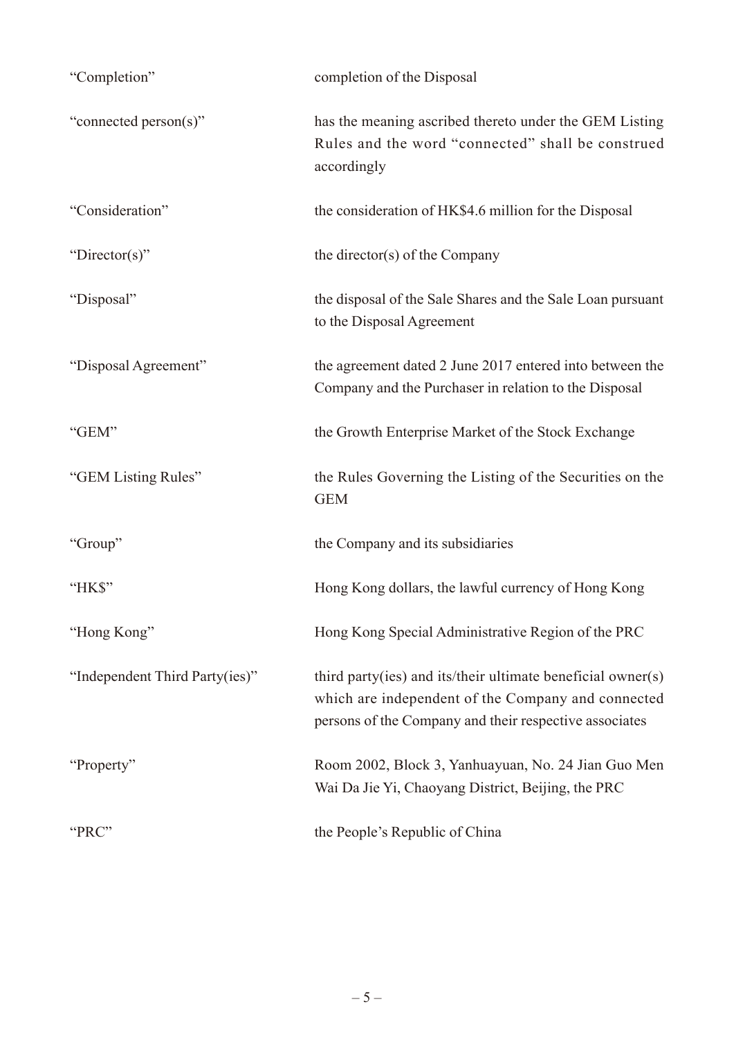| | |
|---|---|
| "Completion" | completion of the Disposal |
| "connected person(s)" | has the meaning ascribed thereto under the GEM Listing Rules and the word "connected" shall be construed accordingly |
| "Consideration" | the consideration of HK$4.6 million for the Disposal |
| "Director(s)" | the director(s) of the Company |
| "Disposal" | the disposal of the Sale Shares and the Sale Loan pursuant to the Disposal Agreement |
| "Disposal Agreement" | the agreement dated 2 June 2017 entered into between the Company and the Purchaser in relation to the Disposal |
| "GEM" | the Growth Enterprise Market of the Stock Exchange |
| "GEM Listing Rules" | the Rules Governing the Listing of the Securities on the GEM |
| "Group" | the Company and its subsidiaries |
| "HK$" | Hong Kong dollars, the lawful currency of Hong Kong |
| "Hong Kong" | Hong Kong Special Administrative Region of the PRC |
| "Independent Third Party(ies)" | third party(ies) and its/their ultimate beneficial owner(s) which are independent of the Company and connected persons of the Company and their respective associates |
| "Property" | Room 2002, Block 3, Yanhuayuan, No. 24 Jian Guo Men Wai Da Jie Yi, Chaoyang District, Beijing, the PRC |
| "PRC" | the People's Republic of China |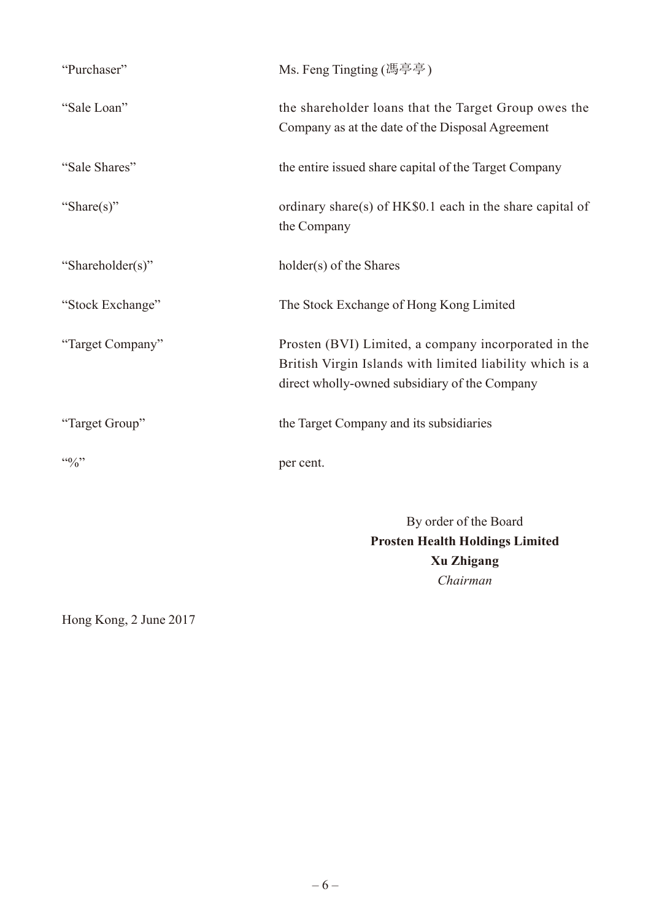| | |
|---|---|
| "Purchaser" | Ms. Feng Tingting (馮亭亭) |
| "Sale Loan" | the shareholder loans that the Target Group owes the Company as at the date of the Disposal Agreement |
| "Sale Shares" | the entire issued share capital of the Target Company |
| "Share(s)" | ordinary share(s) of HK$0.1 each in the share capital of the Company |
| "Shareholder(s)" | holder(s) of the Shares |
| "Stock Exchange" | The Stock Exchange of Hong Kong Limited |
| "Target Company" | Prosten (BVI) Limited, a company incorporated in the British Virgin Islands with limited liability which is a direct wholly-owned subsidiary of the Company |
| "Target Group" | the Target Company and its subsidiaries |
| "%" | per cent. |

By order of the Board
**Prosten Health Holdings Limited**
**Xu Zhigang**
*Chairman*

Hong Kong, 2 June 2017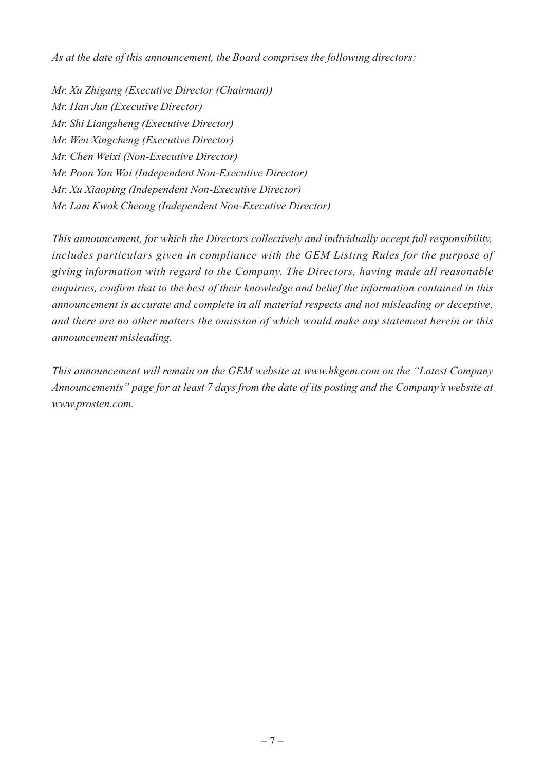*As at the date of this announcement, the Board comprises the following directors:*

*Mr. Xu Zhigang (Executive Director (Chairman))*
*Mr. Han Jun (Executive Director)*
*Mr. Shi Liangsheng (Executive Director)*
*Mr. Wen Xingcheng (Executive Director)*
*Mr. Chen Weixi (Non-Executive Director)*
*Mr. Poon Yan Wai (Independent Non-Executive Director)*
*Mr. Xu Xiaoping (Independent Non-Executive Director)*
*Mr. Lam Kwok Cheong (Independent Non-Executive Director)*

*This announcement, for which the Directors collectively and individually accept full responsibility, includes particulars given in compliance with the GEM Listing Rules for the purpose of giving information with regard to the Company. The Directors, having made all reasonable enquiries, confirm that to the best of their knowledge and belief the information contained in this announcement is accurate and complete in all material respects and not misleading or deceptive, and there are no other matters the omission of which would make any statement herein or this announcement misleading.*

*This announcement will remain on the GEM website at www.hkgem.com on the "Latest Company Announcements" page for at least 7 days from the date of its posting and the Company's website at www.prosten.com.*